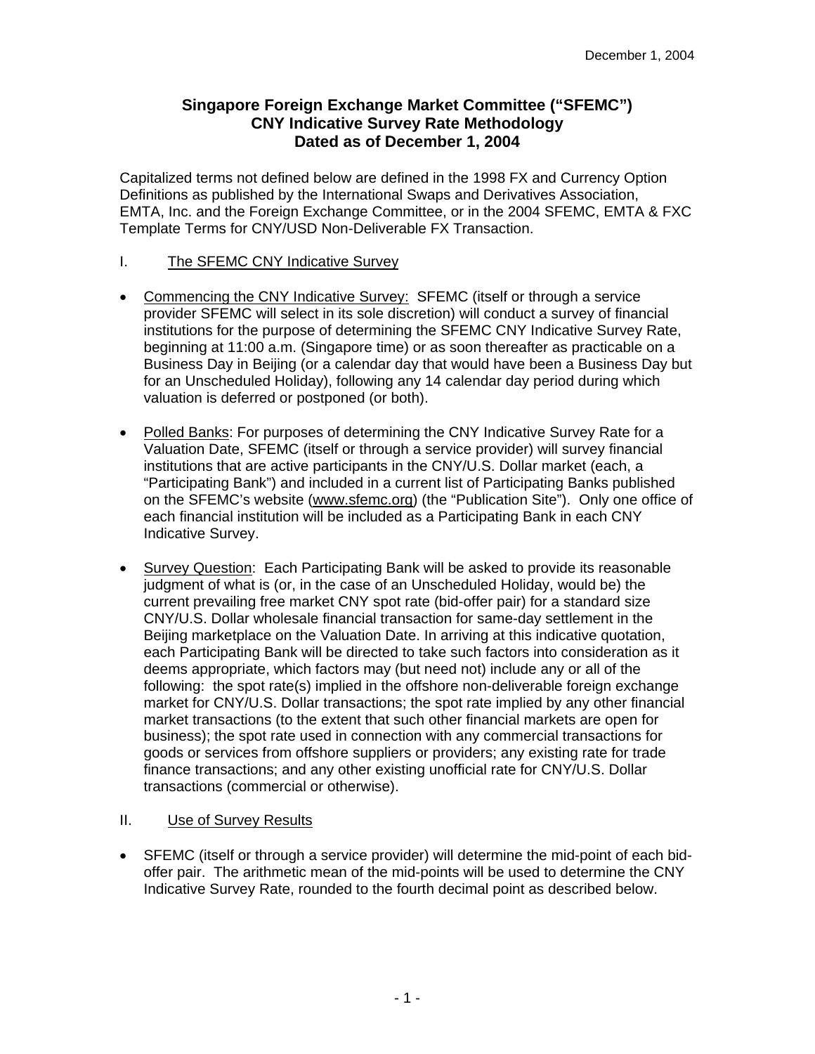December 1, 2004

# Singapore Foreign Exchange Market Committee ("SFEMC") CNY Indicative Survey Rate Methodology Dated as of December 1, 2004

Capitalized terms not defined below are defined in the 1998 FX and Currency Option Definitions as published by the International Swaps and Derivatives Association, EMTA, Inc. and the Foreign Exchange Committee, or in the 2004 SFEMC, EMTA & FXC Template Terms for CNY/USD Non-Deliverable FX Transaction.

## I. The SFEMC CNY Indicative Survey

- Commencing the CNY Indicative Survey: SFEMC (itself or through a service provider SFEMC will select in its sole discretion) will conduct a survey of financial institutions for the purpose of determining the SFEMC CNY Indicative Survey Rate, beginning at 11:00 a.m. (Singapore time) or as soon thereafter as practicable on a Business Day in Beijing (or a calendar day that would have been a Business Day but for an Unscheduled Holiday), following any 14 calendar day period during which valuation is deferred or postponed (or both).

- Polled Banks: For purposes of determining the CNY Indicative Survey Rate for a Valuation Date, SFEMC (itself or through a service provider) will survey financial institutions that are active participants in the CNY/U.S. Dollar market (each, a "Participating Bank") and included in a current list of Participating Banks published on the SFEMC's website (www.sfemc.org) (the "Publication Site"). Only one office of each financial institution will be included as a Participating Bank in each CNY Indicative Survey.

- Survey Question: Each Participating Bank will be asked to provide its reasonable judgment of what is (or, in the case of an Unscheduled Holiday, would be) the current prevailing free market CNY spot rate (bid-offer pair) for a standard size CNY/U.S. Dollar wholesale financial transaction for same-day settlement in the Beijing marketplace on the Valuation Date. In arriving at this indicative quotation, each Participating Bank will be directed to take such factors into consideration as it deems appropriate, which factors may (but need not) include any or all of the following: the spot rate(s) implied in the offshore non-deliverable foreign exchange market for CNY/U.S. Dollar transactions; the spot rate implied by any other financial market transactions (to the extent that such other financial markets are open for business); the spot rate used in connection with any commercial transactions for goods or services from offshore suppliers or providers; any existing rate for trade finance transactions; and any other existing unofficial rate for CNY/U.S. Dollar transactions (commercial or otherwise).

## II. Use of Survey Results

- SFEMC (itself or through a service provider) will determine the mid-point of each bid-offer pair. The arithmetic mean of the mid-points will be used to determine the CNY Indicative Survey Rate, rounded to the fourth decimal point as described below.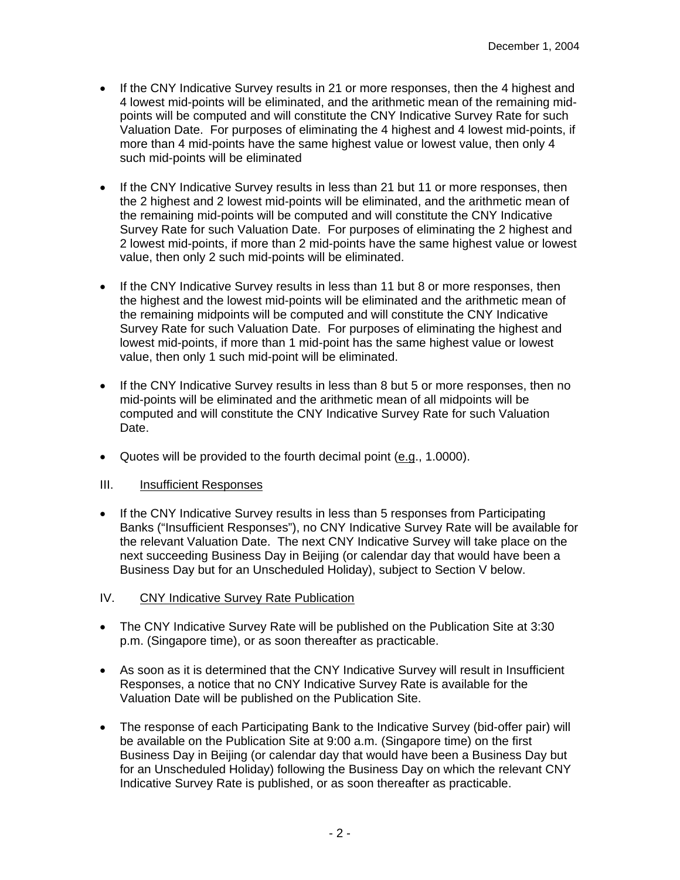- If the CNY Indicative Survey results in 21 or more responses, then the 4 highest and 4 lowest mid-points will be eliminated, and the arithmetic mean of the remaining mid-points will be computed and will constitute the CNY Indicative Survey Rate for such Valuation Date. For purposes of eliminating the 4 highest and 4 lowest mid-points, if more than 4 mid-points have the same highest value or lowest value, then only 4 such mid-points will be eliminated

- If the CNY Indicative Survey results in less than 21 but 11 or more responses, then the 2 highest and 2 lowest mid-points will be eliminated, and the arithmetic mean of the remaining mid-points will be computed and will constitute the CNY Indicative Survey Rate for such Valuation Date. For purposes of eliminating the 2 highest and 2 lowest mid-points, if more than 2 mid-points have the same highest value or lowest value, then only 2 such mid-points will be eliminated.

- If the CNY Indicative Survey results in less than 11 but 8 or more responses, then the highest and the lowest mid-points will be eliminated and the arithmetic mean of the remaining midpoints will be computed and will constitute the CNY Indicative Survey Rate for such Valuation Date. For purposes of eliminating the highest and lowest mid-points, if more than 1 mid-point has the same highest value or lowest value, then only 1 such mid-point will be eliminated.

- If the CNY Indicative Survey results in less than 8 but 5 or more responses, then no mid-points will be eliminated and the arithmetic mean of all midpoints will be computed and will constitute the CNY Indicative Survey Rate for such Valuation Date.

- Quotes will be provided to the fourth decimal point (e.g., 1.0000).

III. Insufficient Responses

- If the CNY Indicative Survey results in less than 5 responses from Participating Banks ("Insufficient Responses"), no CNY Indicative Survey Rate will be available for the relevant Valuation Date. The next CNY Indicative Survey will take place on the next succeeding Business Day in Beijing (or calendar day that would have been a Business Day but for an Unscheduled Holiday), subject to Section V below.

IV. CNY Indicative Survey Rate Publication

- The CNY Indicative Survey Rate will be published on the Publication Site at 3:30 p.m. (Singapore time), or as soon thereafter as practicable.

- As soon as it is determined that the CNY Indicative Survey will result in Insufficient Responses, a notice that no CNY Indicative Survey Rate is available for the Valuation Date will be published on the Publication Site.

- The response of each Participating Bank to the Indicative Survey (bid-offer pair) will be available on the Publication Site at 9:00 a.m. (Singapore time) on the first Business Day in Beijing (or calendar day that would have been a Business Day but for an Unscheduled Holiday) following the Business Day on which the relevant CNY Indicative Survey Rate is published, or as soon thereafter as practicable.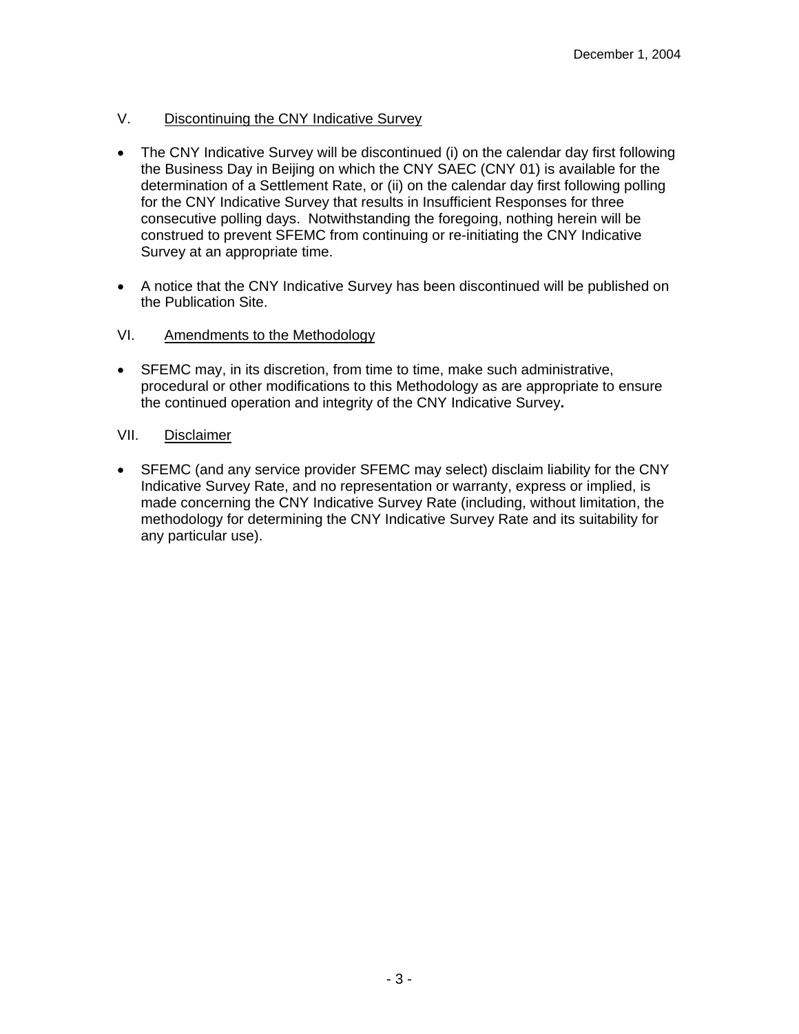December 1, 2004

## V. Discontinuing the CNY Indicative Survey

- The CNY Indicative Survey will be discontinued (i) on the calendar day first following the Business Day in Beijing on which the CNY SAEC (CNY 01) is available for the determination of a Settlement Rate, or (ii) on the calendar day first following polling for the CNY Indicative Survey that results in Insufficient Responses for three consecutive polling days. Notwithstanding the foregoing, nothing herein will be construed to prevent SFEMC from continuing or re-initiating the CNY Indicative Survey at an appropriate time.

- A notice that the CNY Indicative Survey has been discontinued will be published on the Publication Site.

## VI. Amendments to the Methodology

- SFEMC may, in its discretion, from time to time, make such administrative, procedural or other modifications to this Methodology as are appropriate to ensure the continued operation and integrity of the CNY Indicative Survey**.**

## VII. Disclaimer

- SFEMC (and any service provider SFEMC may select) disclaim liability for the CNY Indicative Survey Rate, and no representation or warranty, express or implied, is made concerning the CNY Indicative Survey Rate (including, without limitation, the methodology for determining the CNY Indicative Survey Rate and its suitability for any particular use).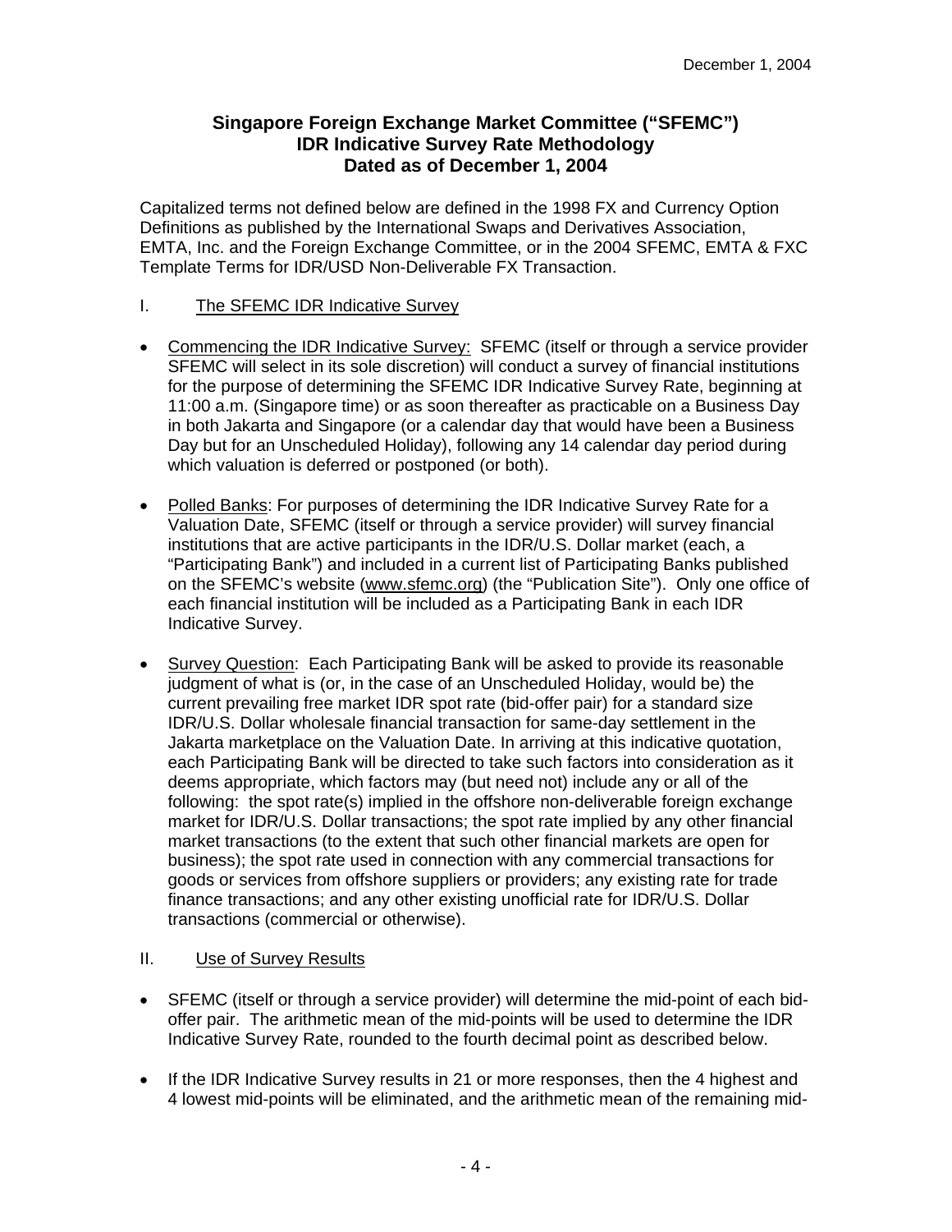December 1, 2004

**Singapore Foreign Exchange Market Committee ("SFEMC")**
**IDR Indicative Survey Rate Methodology**
**Dated as of December 1, 2004**

Capitalized terms not defined below are defined in the 1998 FX and Currency Option Definitions as published by the International Swaps and Derivatives Association, EMTA, Inc. and the Foreign Exchange Committee, or in the 2004 SFEMC, EMTA & FXC Template Terms for IDR/USD Non-Deliverable FX Transaction.

I. The SFEMC IDR Indicative Survey

- Commencing the IDR Indicative Survey: SFEMC (itself or through a service provider SFEMC will select in its sole discretion) will conduct a survey of financial institutions for the purpose of determining the SFEMC IDR Indicative Survey Rate, beginning at 11:00 a.m. (Singapore time) or as soon thereafter as practicable on a Business Day in both Jakarta and Singapore (or a calendar day that would have been a Business Day but for an Unscheduled Holiday), following any 14 calendar day period during which valuation is deferred or postponed (or both).

- Polled Banks: For purposes of determining the IDR Indicative Survey Rate for a Valuation Date, SFEMC (itself or through a service provider) will survey financial institutions that are active participants in the IDR/U.S. Dollar market (each, a "Participating Bank") and included in a current list of Participating Banks published on the SFEMC's website (www.sfemc.org) (the "Publication Site"). Only one office of each financial institution will be included as a Participating Bank in each IDR Indicative Survey.

- Survey Question: Each Participating Bank will be asked to provide its reasonable judgment of what is (or, in the case of an Unscheduled Holiday, would be) the current prevailing free market IDR spot rate (bid-offer pair) for a standard size IDR/U.S. Dollar wholesale financial transaction for same-day settlement in the Jakarta marketplace on the Valuation Date. In arriving at this indicative quotation, each Participating Bank will be directed to take such factors into consideration as it deems appropriate, which factors may (but need not) include any or all of the following: the spot rate(s) implied in the offshore non-deliverable foreign exchange market for IDR/U.S. Dollar transactions; the spot rate implied by any other financial market transactions (to the extent that such other financial markets are open for business); the spot rate used in connection with any commercial transactions for goods or services from offshore suppliers or providers; any existing rate for trade finance transactions; and any other existing unofficial rate for IDR/U.S. Dollar transactions (commercial or otherwise).

II. Use of Survey Results

- SFEMC (itself or through a service provider) will determine the mid-point of each bid-offer pair. The arithmetic mean of the mid-points will be used to determine the IDR Indicative Survey Rate, rounded to the fourth decimal point as described below.

- If the IDR Indicative Survey results in 21 or more responses, then the 4 highest and 4 lowest mid-points will be eliminated, and the arithmetic mean of the remaining mid-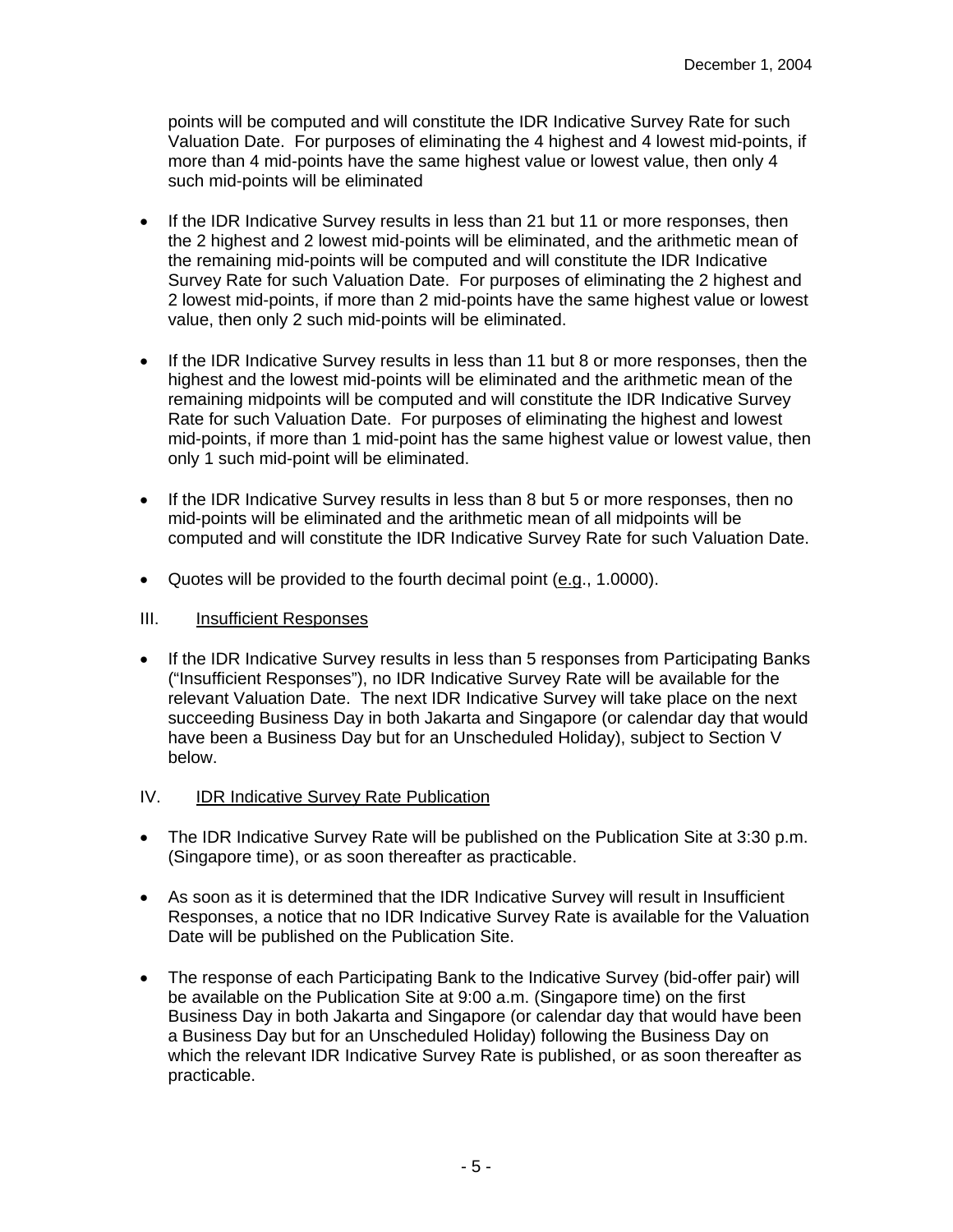points will be computed and will constitute the IDR Indicative Survey Rate for such Valuation Date. For purposes of eliminating the 4 highest and 4 lowest mid-points, if more than 4 mid-points have the same highest value or lowest value, then only 4 such mid-points will be eliminated

- If the IDR Indicative Survey results in less than 21 but 11 or more responses, then the 2 highest and 2 lowest mid-points will be eliminated, and the arithmetic mean of the remaining mid-points will be computed and will constitute the IDR Indicative Survey Rate for such Valuation Date. For purposes of eliminating the 2 highest and 2 lowest mid-points, if more than 2 mid-points have the same highest value or lowest value, then only 2 such mid-points will be eliminated.

- If the IDR Indicative Survey results in less than 11 but 8 or more responses, then the highest and the lowest mid-points will be eliminated and the arithmetic mean of the remaining midpoints will be computed and will constitute the IDR Indicative Survey Rate for such Valuation Date. For purposes of eliminating the highest and lowest mid-points, if more than 1 mid-point has the same highest value or lowest value, then only 1 such mid-point will be eliminated.

- If the IDR Indicative Survey results in less than 8 but 5 or more responses, then no mid-points will be eliminated and the arithmetic mean of all midpoints will be computed and will constitute the IDR Indicative Survey Rate for such Valuation Date.

- Quotes will be provided to the fourth decimal point (e.g., 1.0000).

## III. Insufficient Responses

- If the IDR Indicative Survey results in less than 5 responses from Participating Banks ("Insufficient Responses"), no IDR Indicative Survey Rate will be available for the relevant Valuation Date. The next IDR Indicative Survey will take place on the next succeeding Business Day in both Jakarta and Singapore (or calendar day that would have been a Business Day but for an Unscheduled Holiday), subject to Section V below.

## IV. IDR Indicative Survey Rate Publication

- The IDR Indicative Survey Rate will be published on the Publication Site at 3:30 p.m. (Singapore time), or as soon thereafter as practicable.

- As soon as it is determined that the IDR Indicative Survey will result in Insufficient Responses, a notice that no IDR Indicative Survey Rate is available for the Valuation Date will be published on the Publication Site.

- The response of each Participating Bank to the Indicative Survey (bid-offer pair) will be available on the Publication Site at 9:00 a.m. (Singapore time) on the first Business Day in both Jakarta and Singapore (or calendar day that would have been a Business Day but for an Unscheduled Holiday) following the Business Day on which the relevant IDR Indicative Survey Rate is published, or as soon thereafter as practicable.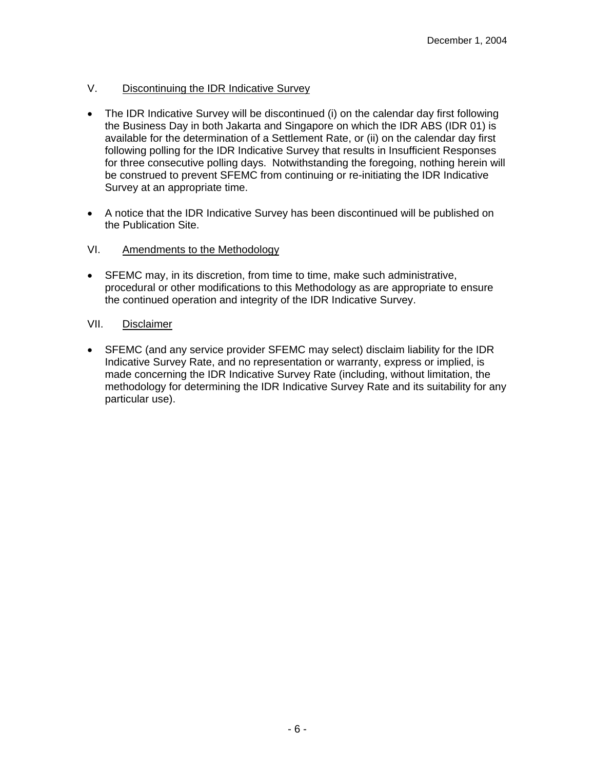## V. Discontinuing the IDR Indicative Survey

- The IDR Indicative Survey will be discontinued (i) on the calendar day first following the Business Day in both Jakarta and Singapore on which the IDR ABS (IDR 01) is available for the determination of a Settlement Rate, or (ii) on the calendar day first following polling for the IDR Indicative Survey that results in Insufficient Responses for three consecutive polling days. Notwithstanding the foregoing, nothing herein will be construed to prevent SFEMC from continuing or re-initiating the IDR Indicative Survey at an appropriate time.
- A notice that the IDR Indicative Survey has been discontinued will be published on the Publication Site.

## VI. Amendments to the Methodology

- SFEMC may, in its discretion, from time to time, make such administrative, procedural or other modifications to this Methodology as are appropriate to ensure the continued operation and integrity of the IDR Indicative Survey.

## VII. Disclaimer

- SFEMC (and any service provider SFEMC may select) disclaim liability for the IDR Indicative Survey Rate, and no representation or warranty, express or implied, is made concerning the IDR Indicative Survey Rate (including, without limitation, the methodology for determining the IDR Indicative Survey Rate and its suitability for any particular use).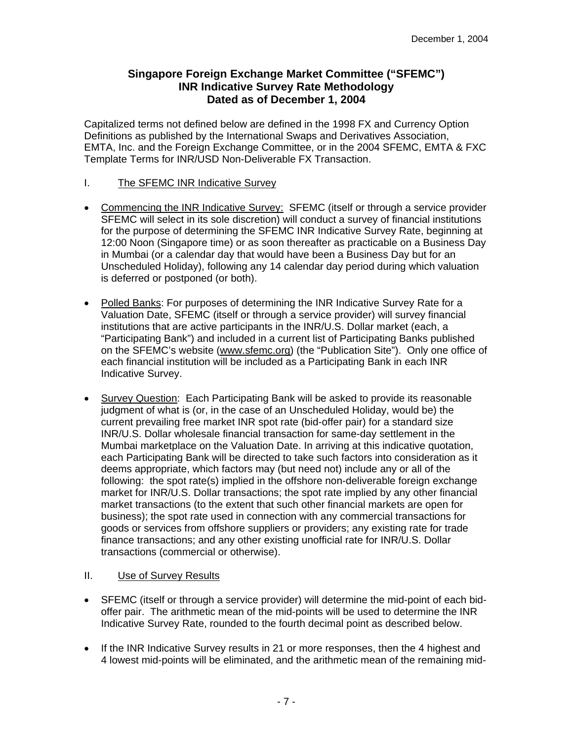December 1, 2004

**Singapore Foreign Exchange Market Committee (“SFEMC”)**
**INR Indicative Survey Rate Methodology**
**Dated as of December 1, 2004**

Capitalized terms not defined below are defined in the 1998 FX and Currency Option Definitions as published by the International Swaps and Derivatives Association, EMTA, Inc. and the Foreign Exchange Committee, or in the 2004 SFEMC, EMTA & FXC Template Terms for INR/USD Non-Deliverable FX Transaction.

## I. The SFEMC INR Indicative Survey

- Commencing the INR Indicative Survey: SFEMC (itself or through a service provider SFEMC will select in its sole discretion) will conduct a survey of financial institutions for the purpose of determining the SFEMC INR Indicative Survey Rate, beginning at 12:00 Noon (Singapore time) or as soon thereafter as practicable on a Business Day in Mumbai (or a calendar day that would have been a Business Day but for an Unscheduled Holiday), following any 14 calendar day period during which valuation is deferred or postponed (or both).

- Polled Banks: For purposes of determining the INR Indicative Survey Rate for a Valuation Date, SFEMC (itself or through a service provider) will survey financial institutions that are active participants in the INR/U.S. Dollar market (each, a “Participating Bank”) and included in a current list of Participating Banks published on the SFEMC’s website (www.sfemc.org) (the “Publication Site”). Only one office of each financial institution will be included as a Participating Bank in each INR Indicative Survey.

- Survey Question: Each Participating Bank will be asked to provide its reasonable judgment of what is (or, in the case of an Unscheduled Holiday, would be) the current prevailing free market INR spot rate (bid-offer pair) for a standard size INR/U.S. Dollar wholesale financial transaction for same-day settlement in the Mumbai marketplace on the Valuation Date. In arriving at this indicative quotation, each Participating Bank will be directed to take such factors into consideration as it deems appropriate, which factors may (but need not) include any or all of the following: the spot rate(s) implied in the offshore non-deliverable foreign exchange market for INR/U.S. Dollar transactions; the spot rate implied by any other financial market transactions (to the extent that such other financial markets are open for business); the spot rate used in connection with any commercial transactions for goods or services from offshore suppliers or providers; any existing rate for trade finance transactions; and any other existing unofficial rate for INR/U.S. Dollar transactions (commercial or otherwise).

## II. Use of Survey Results

- SFEMC (itself or through a service provider) will determine the mid-point of each bid-offer pair. The arithmetic mean of the mid-points will be used to determine the INR Indicative Survey Rate, rounded to the fourth decimal point as described below.

- If the INR Indicative Survey results in 21 or more responses, then the 4 highest and 4 lowest mid-points will be eliminated, and the arithmetic mean of the remaining mid-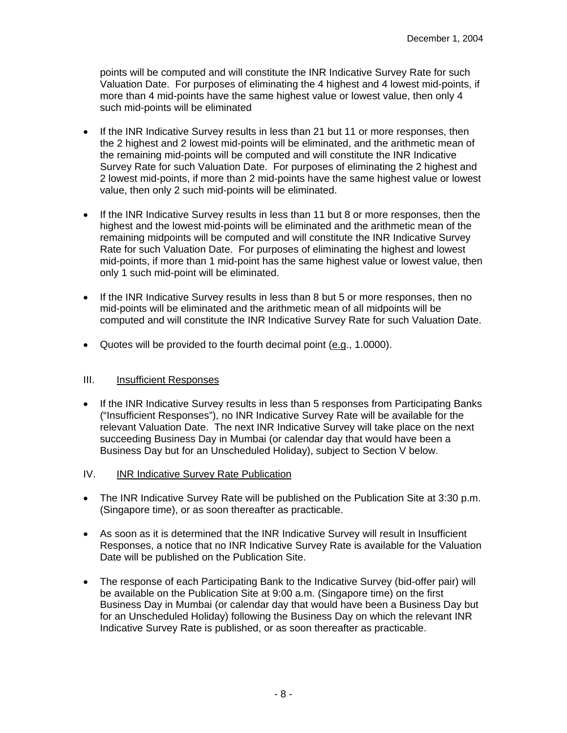points will be computed and will constitute the INR Indicative Survey Rate for such Valuation Date. For purposes of eliminating the 4 highest and 4 lowest mid-points, if more than 4 mid-points have the same highest value or lowest value, then only 4 such mid-points will be eliminated

- If the INR Indicative Survey results in less than 21 but 11 or more responses, then the 2 highest and 2 lowest mid-points will be eliminated, and the arithmetic mean of the remaining mid-points will be computed and will constitute the INR Indicative Survey Rate for such Valuation Date. For purposes of eliminating the 2 highest and 2 lowest mid-points, if more than 2 mid-points have the same highest value or lowest value, then only 2 such mid-points will be eliminated.

- If the INR Indicative Survey results in less than 11 but 8 or more responses, then the highest and the lowest mid-points will be eliminated and the arithmetic mean of the remaining midpoints will be computed and will constitute the INR Indicative Survey Rate for such Valuation Date. For purposes of eliminating the highest and lowest mid-points, if more than 1 mid-point has the same highest value or lowest value, then only 1 such mid-point will be eliminated.

- If the INR Indicative Survey results in less than 8 but 5 or more responses, then no mid-points will be eliminated and the arithmetic mean of all midpoints will be computed and will constitute the INR Indicative Survey Rate for such Valuation Date.

- Quotes will be provided to the fourth decimal point (e.g., 1.0000).

## III. Insufficient Responses

- If the INR Indicative Survey results in less than 5 responses from Participating Banks ("Insufficient Responses"), no INR Indicative Survey Rate will be available for the relevant Valuation Date. The next INR Indicative Survey will take place on the next succeeding Business Day in Mumbai (or calendar day that would have been a Business Day but for an Unscheduled Holiday), subject to Section V below.

## IV. INR Indicative Survey Rate Publication

- The INR Indicative Survey Rate will be published on the Publication Site at 3:30 p.m. (Singapore time), or as soon thereafter as practicable.

- As soon as it is determined that the INR Indicative Survey will result in Insufficient Responses, a notice that no INR Indicative Survey Rate is available for the Valuation Date will be published on the Publication Site.

- The response of each Participating Bank to the Indicative Survey (bid-offer pair) will be available on the Publication Site at 9:00 a.m. (Singapore time) on the first Business Day in Mumbai (or calendar day that would have been a Business Day but for an Unscheduled Holiday) following the Business Day on which the relevant INR Indicative Survey Rate is published, or as soon thereafter as practicable.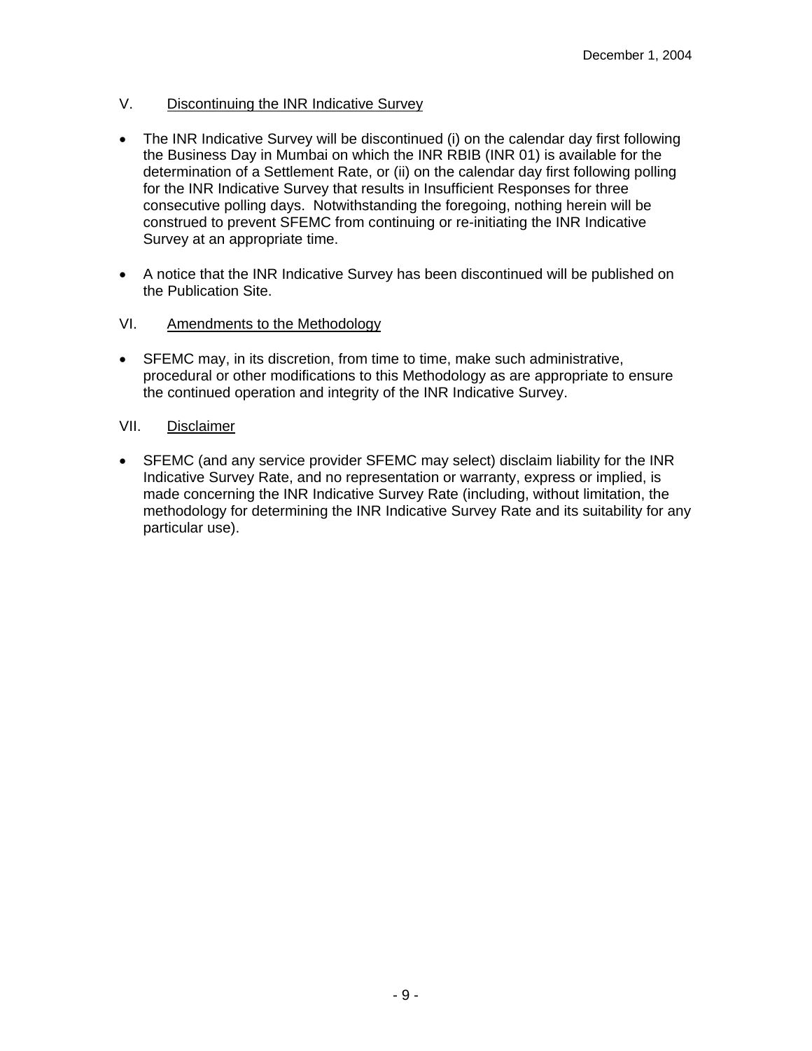## V. Discontinuing the INR Indicative Survey

- The INR Indicative Survey will be discontinued (i) on the calendar day first following the Business Day in Mumbai on which the INR RBIB (INR 01) is available for the determination of a Settlement Rate, or (ii) on the calendar day first following polling for the INR Indicative Survey that results in Insufficient Responses for three consecutive polling days. Notwithstanding the foregoing, nothing herein will be construed to prevent SFEMC from continuing or re-initiating the INR Indicative Survey at an appropriate time.

- A notice that the INR Indicative Survey has been discontinued will be published on the Publication Site.

## VI. Amendments to the Methodology

- SFEMC may, in its discretion, from time to time, make such administrative, procedural or other modifications to this Methodology as are appropriate to ensure the continued operation and integrity of the INR Indicative Survey.

## VII. Disclaimer

- SFEMC (and any service provider SFEMC may select) disclaim liability for the INR Indicative Survey Rate, and no representation or warranty, express or implied, is made concerning the INR Indicative Survey Rate (including, without limitation, the methodology for determining the INR Indicative Survey Rate and its suitability for any particular use).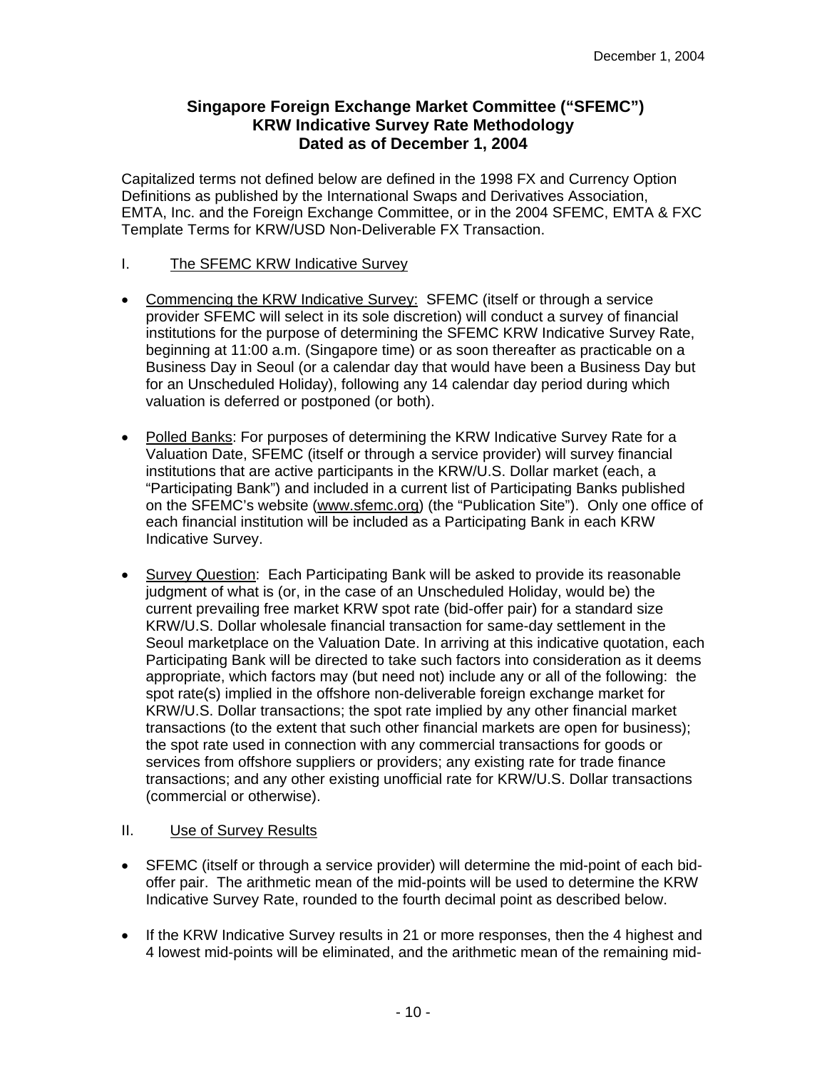December 1, 2004

**Singapore Foreign Exchange Market Committee ("SFEMC")**
**KRW Indicative Survey Rate Methodology**
**Dated as of December 1, 2004**

Capitalized terms not defined below are defined in the 1998 FX and Currency Option Definitions as published by the International Swaps and Derivatives Association, EMTA, Inc. and the Foreign Exchange Committee, or in the 2004 SFEMC, EMTA & FXC Template Terms for KRW/USD Non-Deliverable FX Transaction.

I. The SFEMC KRW Indicative Survey

- Commencing the KRW Indicative Survey: SFEMC (itself or through a service provider SFEMC will select in its sole discretion) will conduct a survey of financial institutions for the purpose of determining the SFEMC KRW Indicative Survey Rate, beginning at 11:00 a.m. (Singapore time) or as soon thereafter as practicable on a Business Day in Seoul (or a calendar day that would have been a Business Day but for an Unscheduled Holiday), following any 14 calendar day period during which valuation is deferred or postponed (or both).

- Polled Banks: For purposes of determining the KRW Indicative Survey Rate for a Valuation Date, SFEMC (itself or through a service provider) will survey financial institutions that are active participants in the KRW/U.S. Dollar market (each, a "Participating Bank") and included in a current list of Participating Banks published on the SFEMC's website (www.sfemc.org) (the "Publication Site"). Only one office of each financial institution will be included as a Participating Bank in each KRW Indicative Survey.

- Survey Question: Each Participating Bank will be asked to provide its reasonable judgment of what is (or, in the case of an Unscheduled Holiday, would be) the current prevailing free market KRW spot rate (bid-offer pair) for a standard size KRW/U.S. Dollar wholesale financial transaction for same-day settlement in the Seoul marketplace on the Valuation Date. In arriving at this indicative quotation, each Participating Bank will be directed to take such factors into consideration as it deems appropriate, which factors may (but need not) include any or all of the following: the spot rate(s) implied in the offshore non-deliverable foreign exchange market for KRW/U.S. Dollar transactions; the spot rate implied by any other financial market transactions (to the extent that such other financial markets are open for business); the spot rate used in connection with any commercial transactions for goods or services from offshore suppliers or providers; any existing rate for trade finance transactions; and any other existing unofficial rate for KRW/U.S. Dollar transactions (commercial or otherwise).

II. Use of Survey Results

- SFEMC (itself or through a service provider) will determine the mid-point of each bid-offer pair. The arithmetic mean of the mid-points will be used to determine the KRW Indicative Survey Rate, rounded to the fourth decimal point as described below.

- If the KRW Indicative Survey results in 21 or more responses, then the 4 highest and 4 lowest mid-points will be eliminated, and the arithmetic mean of the remaining mid-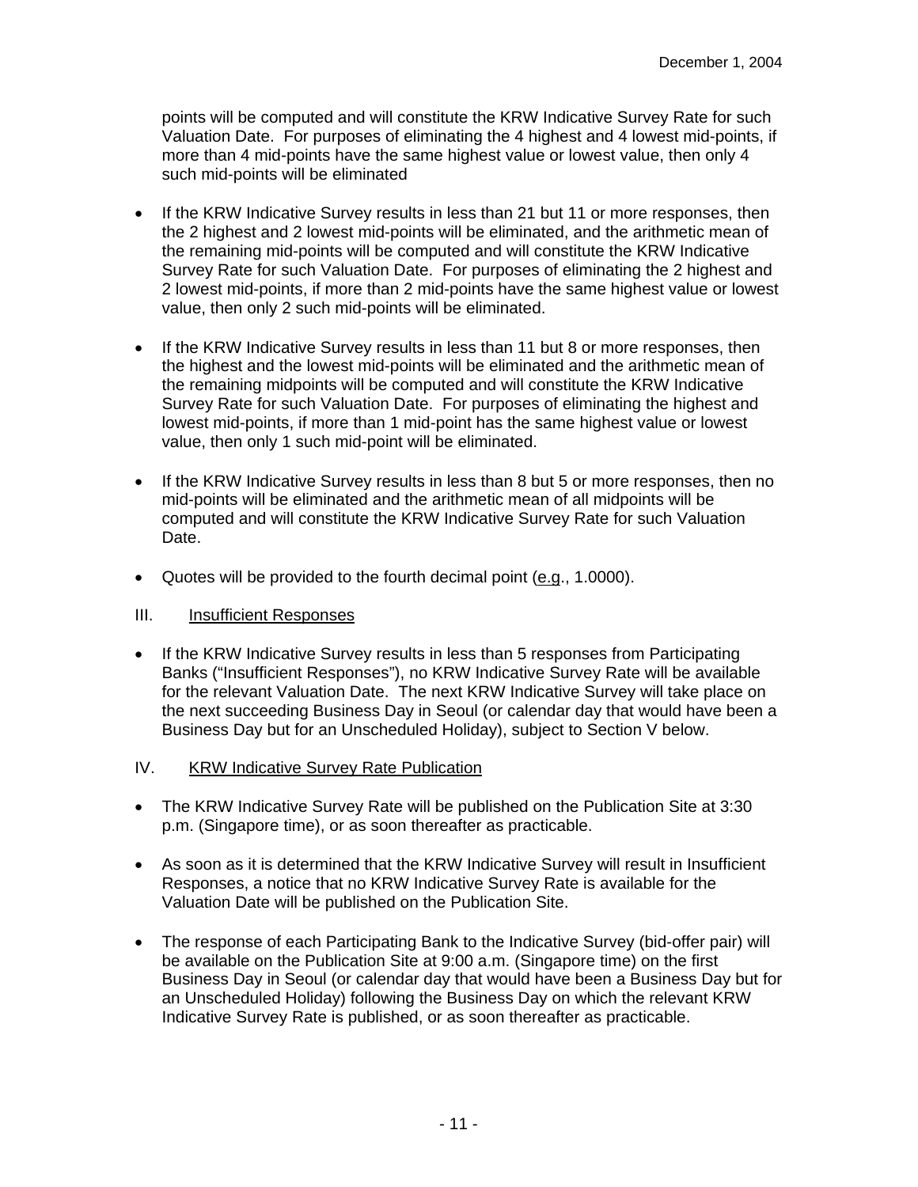points will be computed and will constitute the KRW Indicative Survey Rate for such Valuation Date. For purposes of eliminating the 4 highest and 4 lowest mid-points, if more than 4 mid-points have the same highest value or lowest value, then only 4 such mid-points will be eliminated

- If the KRW Indicative Survey results in less than 21 but 11 or more responses, then the 2 highest and 2 lowest mid-points will be eliminated, and the arithmetic mean of the remaining mid-points will be computed and will constitute the KRW Indicative Survey Rate for such Valuation Date. For purposes of eliminating the 2 highest and 2 lowest mid-points, if more than 2 mid-points have the same highest value or lowest value, then only 2 such mid-points will be eliminated.

- If the KRW Indicative Survey results in less than 11 but 8 or more responses, then the highest and the lowest mid-points will be eliminated and the arithmetic mean of the remaining midpoints will be computed and will constitute the KRW Indicative Survey Rate for such Valuation Date. For purposes of eliminating the highest and lowest mid-points, if more than 1 mid-point has the same highest value or lowest value, then only 1 such mid-point will be eliminated.

- If the KRW Indicative Survey results in less than 8 but 5 or more responses, then no mid-points will be eliminated and the arithmetic mean of all midpoints will be computed and will constitute the KRW Indicative Survey Rate for such Valuation Date.

- Quotes will be provided to the fourth decimal point (<u>e.g</u>., 1.0000).

## III. <u>Insufficient Responses</u>

- If the KRW Indicative Survey results in less than 5 responses from Participating Banks ("Insufficient Responses"), no KRW Indicative Survey Rate will be available for the relevant Valuation Date. The next KRW Indicative Survey will take place on the next succeeding Business Day in Seoul (or calendar day that would have been a Business Day but for an Unscheduled Holiday), subject to Section V below.

## IV. <u>KRW Indicative Survey Rate Publication</u>

- The KRW Indicative Survey Rate will be published on the Publication Site at 3:30 p.m. (Singapore time), or as soon thereafter as practicable.

- As soon as it is determined that the KRW Indicative Survey will result in Insufficient Responses, a notice that no KRW Indicative Survey Rate is available for the Valuation Date will be published on the Publication Site.

- The response of each Participating Bank to the Indicative Survey (bid-offer pair) will be available on the Publication Site at 9:00 a.m. (Singapore time) on the first Business Day in Seoul (or calendar day that would have been a Business Day but for an Unscheduled Holiday) following the Business Day on which the relevant KRW Indicative Survey Rate is published, or as soon thereafter as practicable.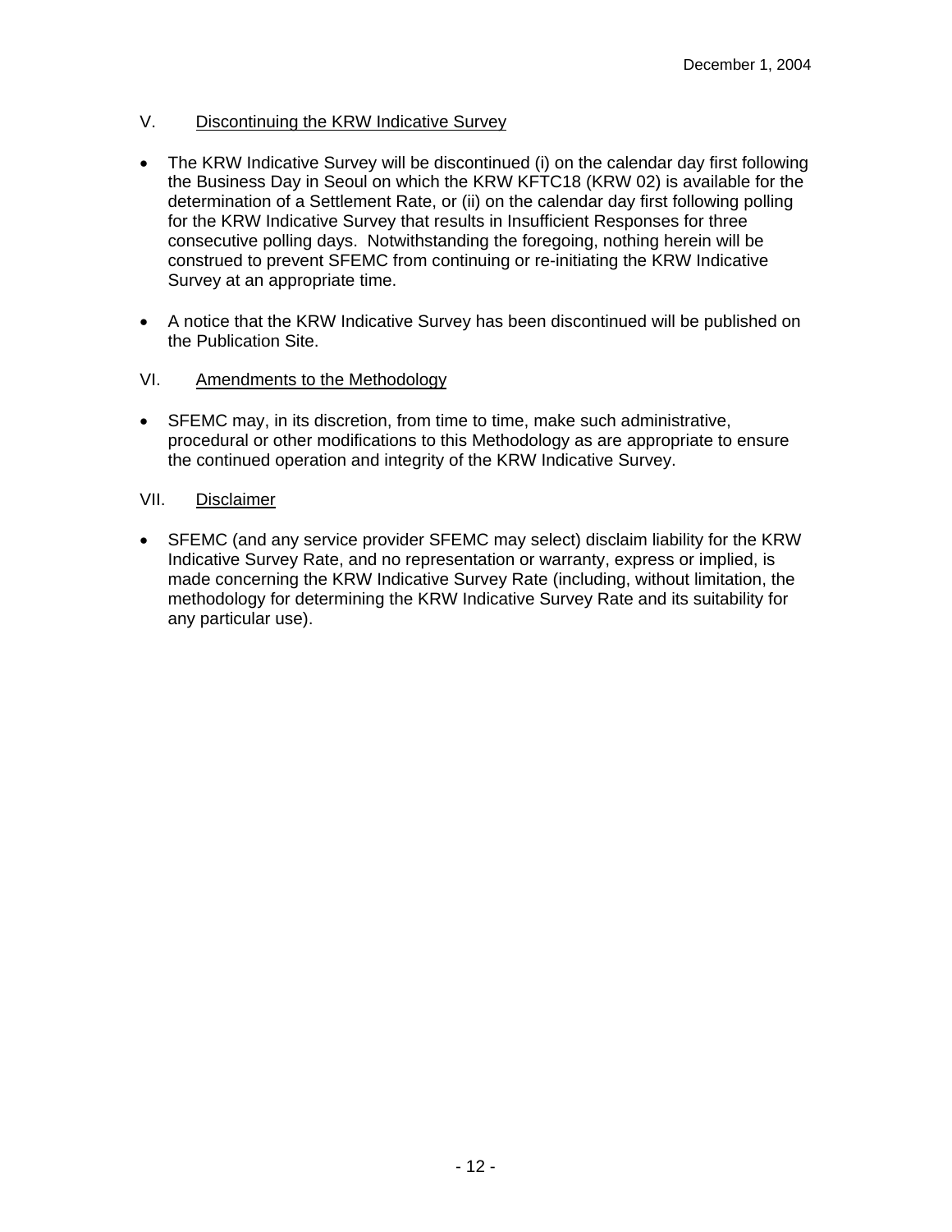December 1, 2004

## V. Discontinuing the KRW Indicative Survey

- The KRW Indicative Survey will be discontinued (i) on the calendar day first following the Business Day in Seoul on which the KRW KFTC18 (KRW 02) is available for the determination of a Settlement Rate, or (ii) on the calendar day first following polling for the KRW Indicative Survey that results in Insufficient Responses for three consecutive polling days. Notwithstanding the foregoing, nothing herein will be construed to prevent SFEMC from continuing or re-initiating the KRW Indicative Survey at an appropriate time.

- A notice that the KRW Indicative Survey has been discontinued will be published on the Publication Site.

## VI. Amendments to the Methodology

- SFEMC may, in its discretion, from time to time, make such administrative, procedural or other modifications to this Methodology as are appropriate to ensure the continued operation and integrity of the KRW Indicative Survey.

## VII. Disclaimer

- SFEMC (and any service provider SFEMC may select) disclaim liability for the KRW Indicative Survey Rate, and no representation or warranty, express or implied, is made concerning the KRW Indicative Survey Rate (including, without limitation, the methodology for determining the KRW Indicative Survey Rate and its suitability for any particular use).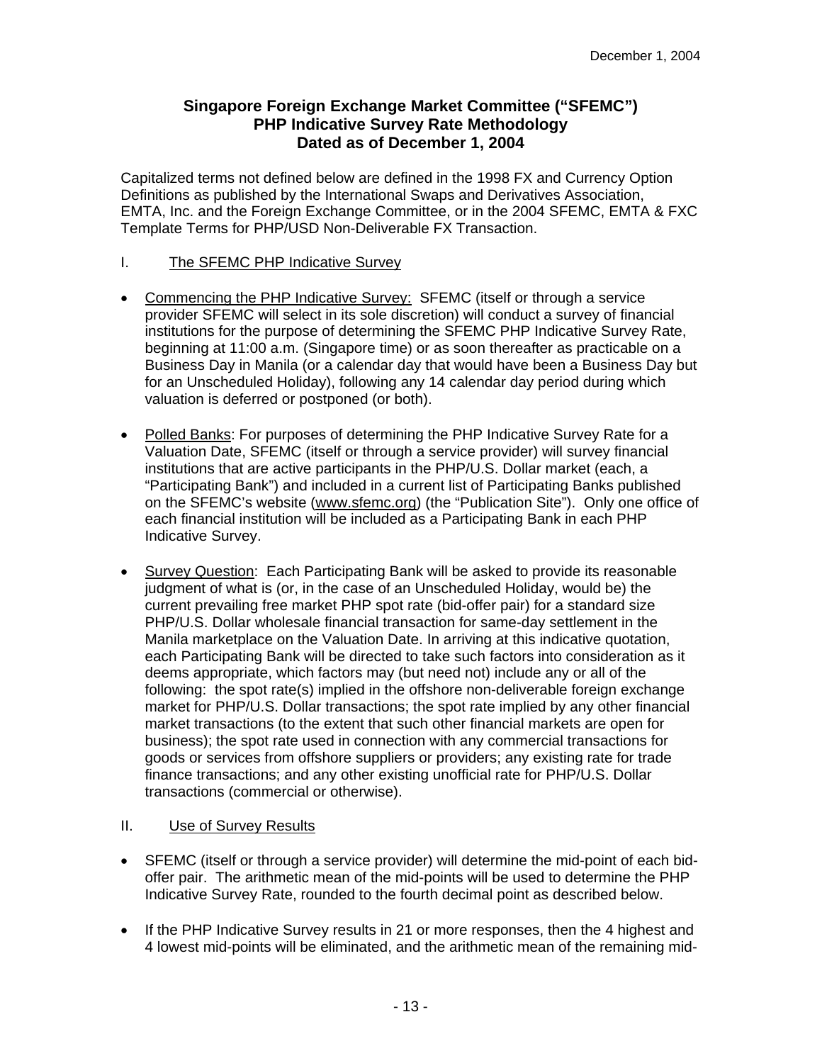December 1, 2004

**Singapore Foreign Exchange Market Committee ("SFEMC")**
**PHP Indicative Survey Rate Methodology**
**Dated as of December 1, 2004**

Capitalized terms not defined below are defined in the 1998 FX and Currency Option Definitions as published by the International Swaps and Derivatives Association, EMTA, Inc. and the Foreign Exchange Committee, or in the 2004 SFEMC, EMTA & FXC Template Terms for PHP/USD Non-Deliverable FX Transaction.

## I. The SFEMC PHP Indicative Survey

- Commencing the PHP Indicative Survey: SFEMC (itself or through a service provider SFEMC will select in its sole discretion) will conduct a survey of financial institutions for the purpose of determining the SFEMC PHP Indicative Survey Rate, beginning at 11:00 a.m. (Singapore time) or as soon thereafter as practicable on a Business Day in Manila (or a calendar day that would have been a Business Day but for an Unscheduled Holiday), following any 14 calendar day period during which valuation is deferred or postponed (or both).

- Polled Banks: For purposes of determining the PHP Indicative Survey Rate for a Valuation Date, SFEMC (itself or through a service provider) will survey financial institutions that are active participants in the PHP/U.S. Dollar market (each, a "Participating Bank") and included in a current list of Participating Banks published on the SFEMC's website (www.sfemc.org) (the "Publication Site"). Only one office of each financial institution will be included as a Participating Bank in each PHP Indicative Survey.

- Survey Question: Each Participating Bank will be asked to provide its reasonable judgment of what is (or, in the case of an Unscheduled Holiday, would be) the current prevailing free market PHP spot rate (bid-offer pair) for a standard size PHP/U.S. Dollar wholesale financial transaction for same-day settlement in the Manila marketplace on the Valuation Date. In arriving at this indicative quotation, each Participating Bank will be directed to take such factors into consideration as it deems appropriate, which factors may (but need not) include any or all of the following: the spot rate(s) implied in the offshore non-deliverable foreign exchange market for PHP/U.S. Dollar transactions; the spot rate implied by any other financial market transactions (to the extent that such other financial markets are open for business); the spot rate used in connection with any commercial transactions for goods or services from offshore suppliers or providers; any existing rate for trade finance transactions; and any other existing unofficial rate for PHP/U.S. Dollar transactions (commercial or otherwise).

## II. Use of Survey Results

- SFEMC (itself or through a service provider) will determine the mid-point of each bid-offer pair. The arithmetic mean of the mid-points will be used to determine the PHP Indicative Survey Rate, rounded to the fourth decimal point as described below.

- If the PHP Indicative Survey results in 21 or more responses, then the 4 highest and 4 lowest mid-points will be eliminated, and the arithmetic mean of the remaining mid-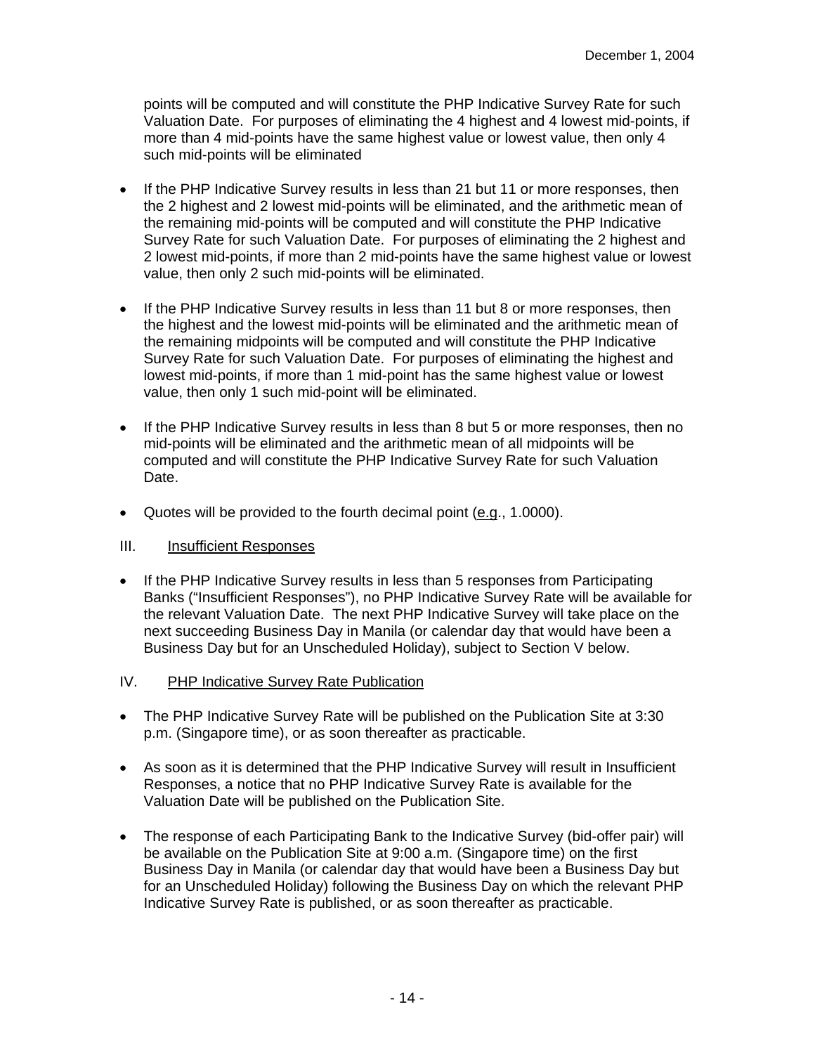points will be computed and will constitute the PHP Indicative Survey Rate for such Valuation Date. For purposes of eliminating the 4 highest and 4 lowest mid-points, if more than 4 mid-points have the same highest value or lowest value, then only 4 such mid-points will be eliminated

- If the PHP Indicative Survey results in less than 21 but 11 or more responses, then the 2 highest and 2 lowest mid-points will be eliminated, and the arithmetic mean of the remaining mid-points will be computed and will constitute the PHP Indicative Survey Rate for such Valuation Date. For purposes of eliminating the 2 highest and 2 lowest mid-points, if more than 2 mid-points have the same highest value or lowest value, then only 2 such mid-points will be eliminated.

- If the PHP Indicative Survey results in less than 11 but 8 or more responses, then the highest and the lowest mid-points will be eliminated and the arithmetic mean of the remaining midpoints will be computed and will constitute the PHP Indicative Survey Rate for such Valuation Date. For purposes of eliminating the highest and lowest mid-points, if more than 1 mid-point has the same highest value or lowest value, then only 1 such mid-point will be eliminated.

- If the PHP Indicative Survey results in less than 8 but 5 or more responses, then no mid-points will be eliminated and the arithmetic mean of all midpoints will be computed and will constitute the PHP Indicative Survey Rate for such Valuation Date.

- Quotes will be provided to the fourth decimal point (e.g., 1.0000).

## III. Insufficient Responses

- If the PHP Indicative Survey results in less than 5 responses from Participating Banks ("Insufficient Responses"), no PHP Indicative Survey Rate will be available for the relevant Valuation Date. The next PHP Indicative Survey will take place on the next succeeding Business Day in Manila (or calendar day that would have been a Business Day but for an Unscheduled Holiday), subject to Section V below.

## IV. PHP Indicative Survey Rate Publication

- The PHP Indicative Survey Rate will be published on the Publication Site at 3:30 p.m. (Singapore time), or as soon thereafter as practicable.

- As soon as it is determined that the PHP Indicative Survey will result in Insufficient Responses, a notice that no PHP Indicative Survey Rate is available for the Valuation Date will be published on the Publication Site.

- The response of each Participating Bank to the Indicative Survey (bid-offer pair) will be available on the Publication Site at 9:00 a.m. (Singapore time) on the first Business Day in Manila (or calendar day that would have been a Business Day but for an Unscheduled Holiday) following the Business Day on which the relevant PHP Indicative Survey Rate is published, or as soon thereafter as practicable.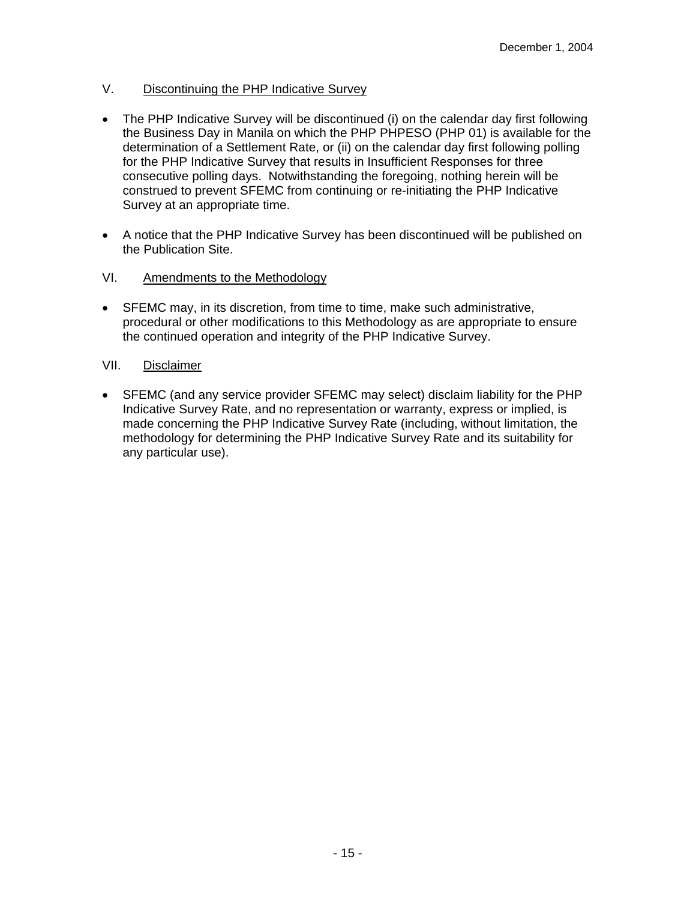December 1, 2004

## V. Discontinuing the PHP Indicative Survey

- The PHP Indicative Survey will be discontinued (i) on the calendar day first following the Business Day in Manila on which the PHP PHPESO (PHP 01) is available for the determination of a Settlement Rate, or (ii) on the calendar day first following polling for the PHP Indicative Survey that results in Insufficient Responses for three consecutive polling days. Notwithstanding the foregoing, nothing herein will be construed to prevent SFEMC from continuing or re-initiating the PHP Indicative Survey at an appropriate time.

- A notice that the PHP Indicative Survey has been discontinued will be published on the Publication Site.

## VI. Amendments to the Methodology

- SFEMC may, in its discretion, from time to time, make such administrative, procedural or other modifications to this Methodology as are appropriate to ensure the continued operation and integrity of the PHP Indicative Survey.

## VII. Disclaimer

- SFEMC (and any service provider SFEMC may select) disclaim liability for the PHP Indicative Survey Rate, and no representation or warranty, express or implied, is made concerning the PHP Indicative Survey Rate (including, without limitation, the methodology for determining the PHP Indicative Survey Rate and its suitability for any particular use).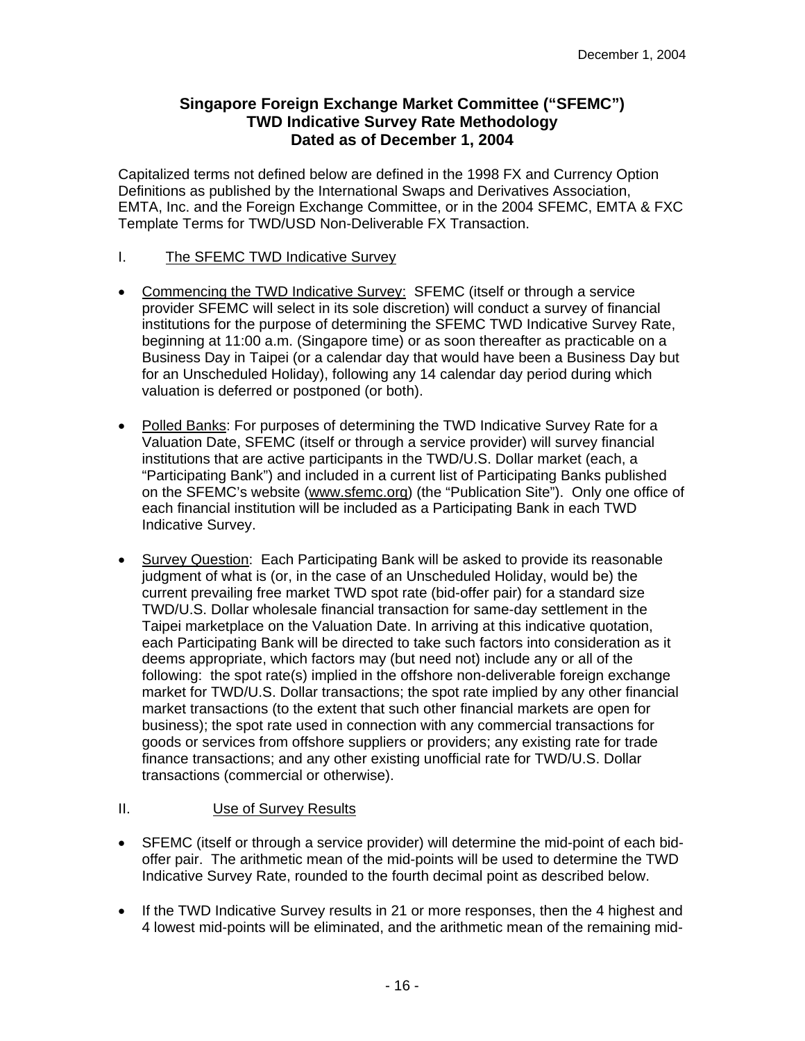December 1, 2004

**Singapore Foreign Exchange Market Committee ("SFEMC")**
**TWD Indicative Survey Rate Methodology**
**Dated as of December 1, 2004**

Capitalized terms not defined below are defined in the 1998 FX and Currency Option Definitions as published by the International Swaps and Derivatives Association, EMTA, Inc. and the Foreign Exchange Committee, or in the 2004 SFEMC, EMTA & FXC Template Terms for TWD/USD Non-Deliverable FX Transaction.

I. The SFEMC TWD Indicative Survey

- Commencing the TWD Indicative Survey: SFEMC (itself or through a service provider SFEMC will select in its sole discretion) will conduct a survey of financial institutions for the purpose of determining the SFEMC TWD Indicative Survey Rate, beginning at 11:00 a.m. (Singapore time) or as soon thereafter as practicable on a Business Day in Taipei (or a calendar day that would have been a Business Day but for an Unscheduled Holiday), following any 14 calendar day period during which valuation is deferred or postponed (or both).

- Polled Banks: For purposes of determining the TWD Indicative Survey Rate for a Valuation Date, SFEMC (itself or through a service provider) will survey financial institutions that are active participants in the TWD/U.S. Dollar market (each, a "Participating Bank") and included in a current list of Participating Banks published on the SFEMC's website (www.sfemc.org) (the "Publication Site"). Only one office of each financial institution will be included as a Participating Bank in each TWD Indicative Survey.

- Survey Question: Each Participating Bank will be asked to provide its reasonable judgment of what is (or, in the case of an Unscheduled Holiday, would be) the current prevailing free market TWD spot rate (bid-offer pair) for a standard size TWD/U.S. Dollar wholesale financial transaction for same-day settlement in the Taipei marketplace on the Valuation Date. In arriving at this indicative quotation, each Participating Bank will be directed to take such factors into consideration as it deems appropriate, which factors may (but need not) include any or all of the following: the spot rate(s) implied in the offshore non-deliverable foreign exchange market for TWD/U.S. Dollar transactions; the spot rate implied by any other financial market transactions (to the extent that such other financial markets are open for business); the spot rate used in connection with any commercial transactions for goods or services from offshore suppliers or providers; any existing rate for trade finance transactions; and any other existing unofficial rate for TWD/U.S. Dollar transactions (commercial or otherwise).

II. Use of Survey Results

- SFEMC (itself or through a service provider) will determine the mid-point of each bid-offer pair. The arithmetic mean of the mid-points will be used to determine the TWD Indicative Survey Rate, rounded to the fourth decimal point as described below.

- If the TWD Indicative Survey results in 21 or more responses, then the 4 highest and 4 lowest mid-points will be eliminated, and the arithmetic mean of the remaining mid-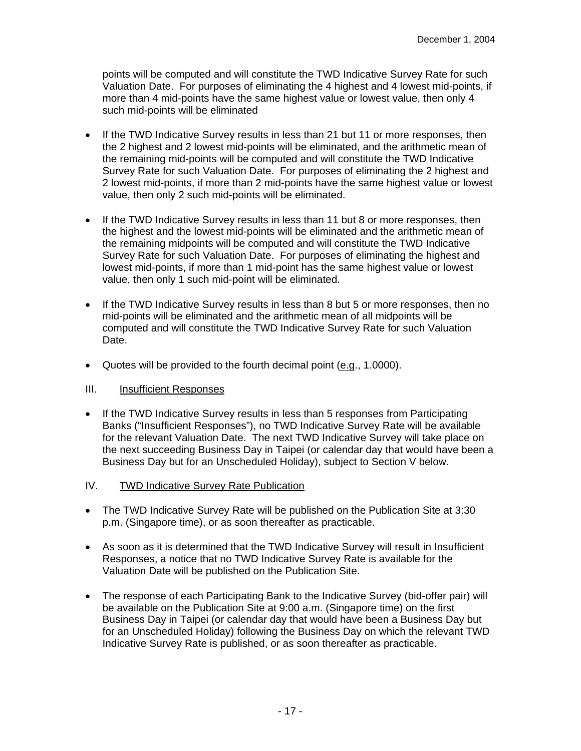points will be computed and will constitute the TWD Indicative Survey Rate for such Valuation Date. For purposes of eliminating the 4 highest and 4 lowest mid-points, if more than 4 mid-points have the same highest value or lowest value, then only 4 such mid-points will be eliminated

- If the TWD Indicative Survey results in less than 21 but 11 or more responses, then the 2 highest and 2 lowest mid-points will be eliminated, and the arithmetic mean of the remaining mid-points will be computed and will constitute the TWD Indicative Survey Rate for such Valuation Date. For purposes of eliminating the 2 highest and 2 lowest mid-points, if more than 2 mid-points have the same highest value or lowest value, then only 2 such mid-points will be eliminated.

- If the TWD Indicative Survey results in less than 11 but 8 or more responses, then the highest and the lowest mid-points will be eliminated and the arithmetic mean of the remaining midpoints will be computed and will constitute the TWD Indicative Survey Rate for such Valuation Date. For purposes of eliminating the highest and lowest mid-points, if more than 1 mid-point has the same highest value or lowest value, then only 1 such mid-point will be eliminated.

- If the TWD Indicative Survey results in less than 8 but 5 or more responses, then no mid-points will be eliminated and the arithmetic mean of all midpoints will be computed and will constitute the TWD Indicative Survey Rate for such Valuation Date.

- Quotes will be provided to the fourth decimal point (e.g., 1.0000).

## III. Insufficient Responses

- If the TWD Indicative Survey results in less than 5 responses from Participating Banks ("Insufficient Responses"), no TWD Indicative Survey Rate will be available for the relevant Valuation Date. The next TWD Indicative Survey will take place on the next succeeding Business Day in Taipei (or calendar day that would have been a Business Day but for an Unscheduled Holiday), subject to Section V below.

## IV. TWD Indicative Survey Rate Publication

- The TWD Indicative Survey Rate will be published on the Publication Site at 3:30 p.m. (Singapore time), or as soon thereafter as practicable.

- As soon as it is determined that the TWD Indicative Survey will result in Insufficient Responses, a notice that no TWD Indicative Survey Rate is available for the Valuation Date will be published on the Publication Site.

- The response of each Participating Bank to the Indicative Survey (bid-offer pair) will be available on the Publication Site at 9:00 a.m. (Singapore time) on the first Business Day in Taipei (or calendar day that would have been a Business Day but for an Unscheduled Holiday) following the Business Day on which the relevant TWD Indicative Survey Rate is published, or as soon thereafter as practicable.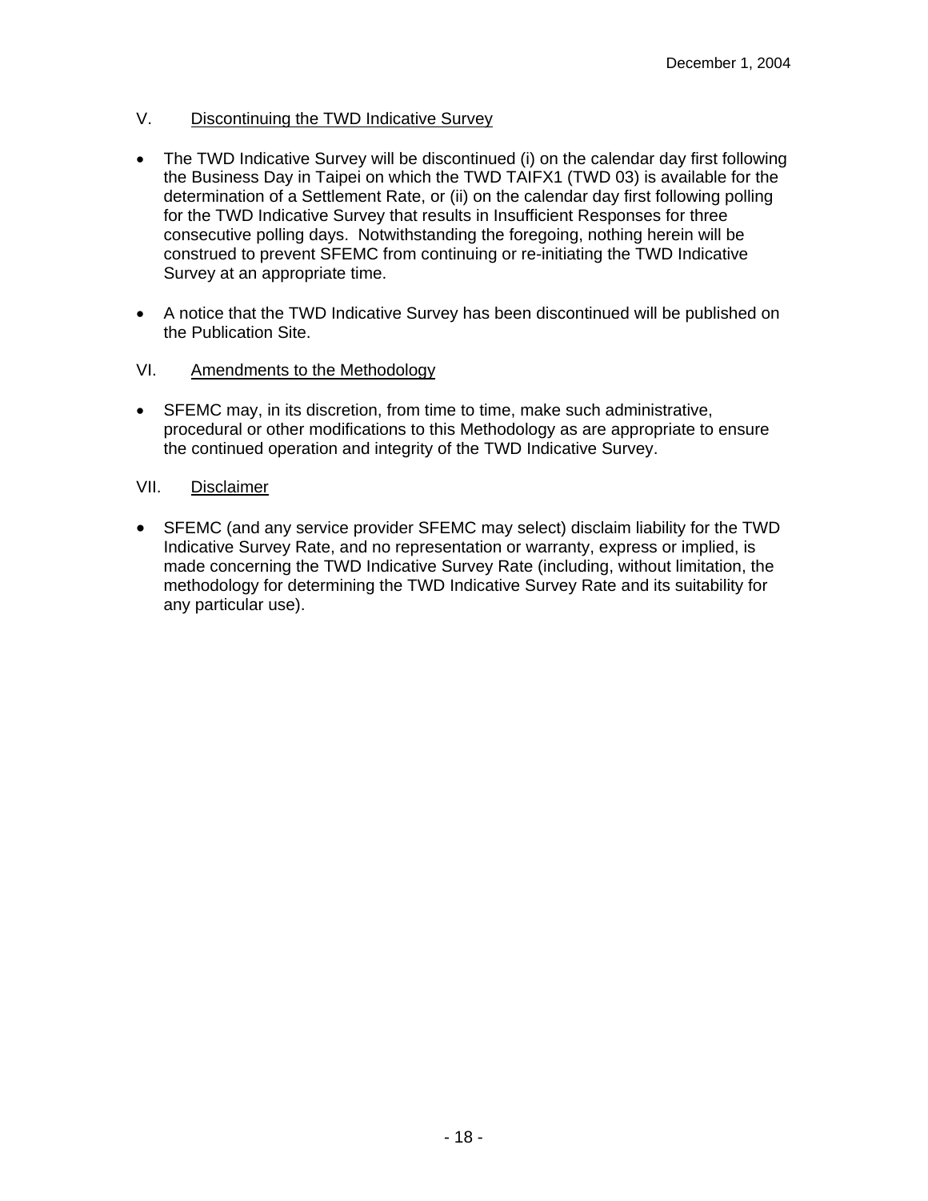December 1, 2004

## V. Discontinuing the TWD Indicative Survey

- The TWD Indicative Survey will be discontinued (i) on the calendar day first following the Business Day in Taipei on which the TWD TAIFX1 (TWD 03) is available for the determination of a Settlement Rate, or (ii) on the calendar day first following polling for the TWD Indicative Survey that results in Insufficient Responses for three consecutive polling days. Notwithstanding the foregoing, nothing herein will be construed to prevent SFEMC from continuing or re-initiating the TWD Indicative Survey at an appropriate time.

- A notice that the TWD Indicative Survey has been discontinued will be published on the Publication Site.

## VI. Amendments to the Methodology

- SFEMC may, in its discretion, from time to time, make such administrative, procedural or other modifications to this Methodology as are appropriate to ensure the continued operation and integrity of the TWD Indicative Survey.

## VII. Disclaimer

- SFEMC (and any service provider SFEMC may select) disclaim liability for the TWD Indicative Survey Rate, and no representation or warranty, express or implied, is made concerning the TWD Indicative Survey Rate (including, without limitation, the methodology for determining the TWD Indicative Survey Rate and its suitability for any particular use).